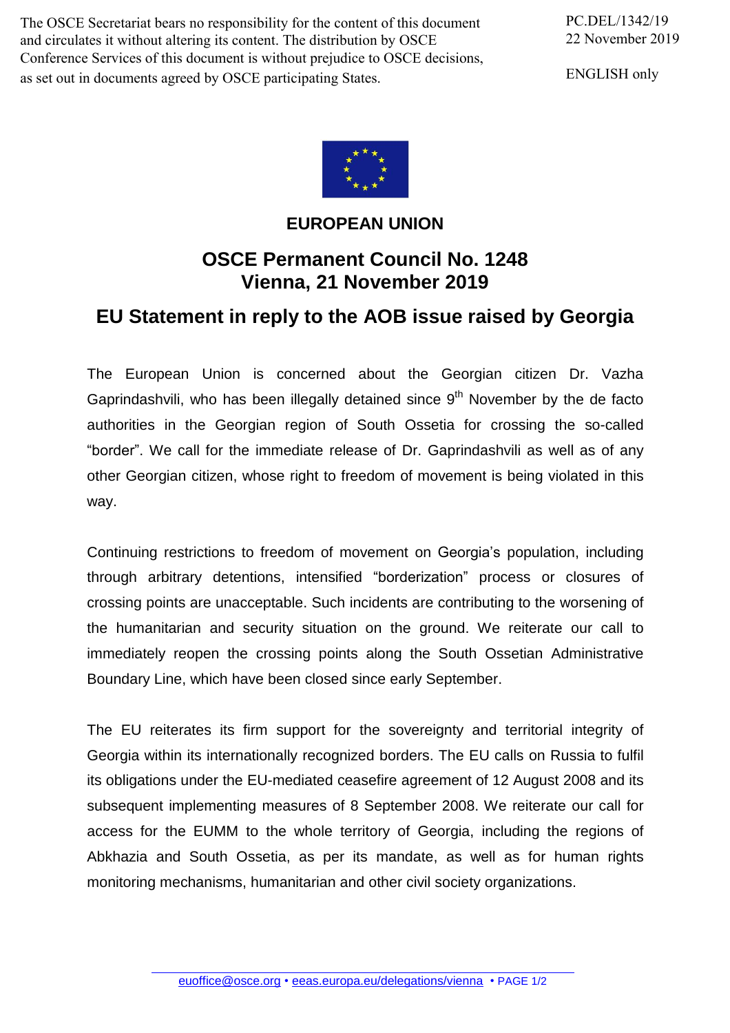The OSCE Secretariat bears no responsibility for the content of this document and circulates it without altering its content. The distribution by OSCE Conference Services of this document is without prejudice to OSCE decisions, as set out in documents agreed by OSCE participating States.

PC.DEL/1342/19
22 November 2019

ENGLISH only

**EUROPEAN UNION**

# OSCE Permanent Council No. 1248
# Vienna, 21 November 2019

## EU Statement in reply to the AOB issue raised by Georgia

The European Union is concerned about the Georgian citizen Dr. Vazha Gaprindashvili, who has been illegally detained since 9th November by the de facto authorities in the Georgian region of South Ossetia for crossing the so-called "border". We call for the immediate release of Dr. Gaprindashvili as well as of any other Georgian citizen, whose right to freedom of movement is being violated in this way.

Continuing restrictions to freedom of movement on Georgia's population, including through arbitrary detentions, intensified "borderization" process or closures of crossing points are unacceptable. Such incidents are contributing to the worsening of the humanitarian and security situation on the ground. We reiterate our call to immediately reopen the crossing points along the South Ossetian Administrative Boundary Line, which have been closed since early September.

The EU reiterates its firm support for the sovereignty and territorial integrity of Georgia within its internationally recognized borders. The EU calls on Russia to fulfil its obligations under the EU-mediated ceasefire agreement of 12 August 2008 and its subsequent implementing measures of 8 September 2008. We reiterate our call for access for the EUMM to the whole territory of Georgia, including the regions of Abkhazia and South Ossetia, as per its mandate, as well as for human rights monitoring mechanisms, humanitarian and other civil society organizations.

euoffice@osce.org • eeas.europa.eu/delegations/vienna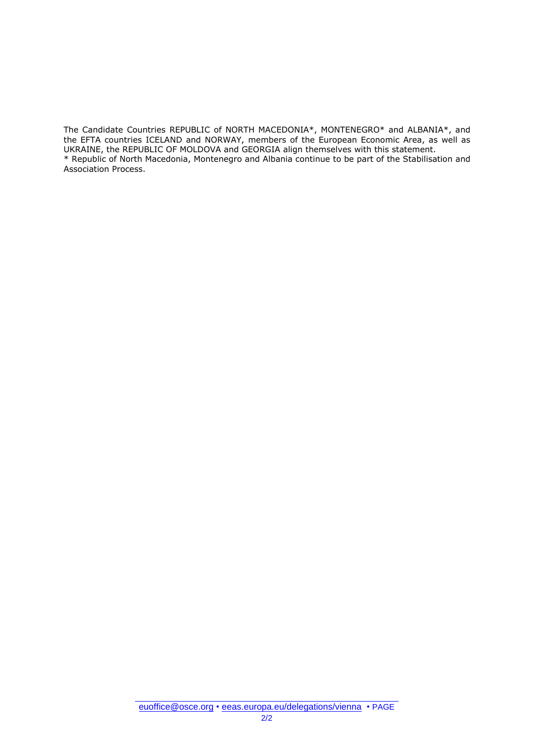The Candidate Countries REPUBLIC of NORTH MACEDONIA*, MONTENEGRO* and ALBANIA*, and the EFTA countries ICELAND and NORWAY, members of the European Economic Area, as well as UKRAINE, the REPUBLIC OF MOLDOVA and GEORGIA align themselves with this statement.

* Republic of North Macedonia, Montenegro and Albania continue to be part of the Stabilisation and Association Process.